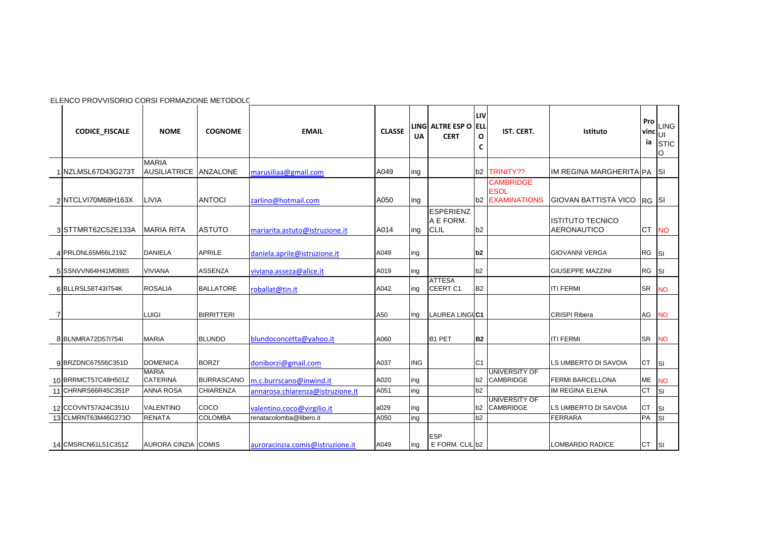ELENCO PROVVISORIO CORSI FORMAZIONE METODOLC

| | CODICE_FISCALE | NOME | COGNOME | EMAIL | CLASSE | LING UA | ALTRE ESP O CERT | LIV ELL O C | IST. CERT. | Istituto | Pro vinc ia | LING UI STIC O |
|---|---|---|---|---|---|---|---|---|---|---|---|---|
| 1 | NZLMSL67D43G273T | MARIA AUSILIATRICE | ANZALONE | marusiliaa@gmail.com | A049 | ing | | b2 | TRINITY?? | IM REGINA MARGHERITA | PA | SI |
| 2 | NTCLVI70M68H163X | LIVIA | ANTOCI | zarlino@hotmail.com | A050 | ing | | b2 | CAMBRIDGE ESOL EXAMINATIONS | GIOVAN BATTISTA VICO | RG | SI |
| 3 | STTMRT62C52E133A | MARIA RITA | ASTUTO | mariarita.astuto@istruzione.it | A014 | ing | ESPERIENZ A E FORM. CLIL | b2 | | ISTITUTO TECNICO AERONAUTICO | CT | NO |
| 4 | PRLDNL65M66L219Z | DANIELA | APRILE | daniela.aprile@istruzione.it | A049 | ing | | b2 | | GIOVANNI VERGA | RG | SI |
| 5 | SSNVVN64H41M088S | VIVIANA | ASSENZA | viviana.asseza@alice.it | A019 | ing | | b2 | | GIUSEPPE MAZZINI | RG | SI |
| 6 | BLLRSL58T43I754K | ROSALIA | BALLATORE | roballat@tin.it | A042 | ing | ATTESA CEERT C1 | B2 | | ITI FERMI | SR | NO |
| 7 | | LUIGI | BIRRITTERI | | A50 | ing | LAUREA LINGU | C1 | | CRISPI Ribera | AG | NO |
| 8 | BLNMRA72D57I754I | MARIA | BLUNDO | blundoconcetta@yahoo.it | A060 | | B1 PET | B2 | | ITI FERMI | SR | NO |
| 9 | BRZDNC67556C351D | DOMENICA | BORZI' | doniborzi@gmail.com | A037 | ING | | C1 | | LS UMBERTO DI SAVOIA | CT | SI |
| 10 | BRRMCT57C48H501Z | MARIA CATERINA | BURRASCANO | m.c.burrscano@inwind.it | A020 | ing | | b2 | UNIVERSITY OF CAMBRIDGE | FERMI BARCELLONA | ME | NO |
| 11 | CHRNRS66R45C351P | ANNA ROSA | CHIARENZA | annarosa.chiarenza@istruzione.it | A051 | ing | | b2 | | IM REGINA ELENA | CT | SI |
| 12 | CCOVNT57A24C351U | VALENTINO | COCO | valentino.coco@virgilio.it | a029 | ing | | b2 | UNIVERSITY OF CAMBRIDGE | LS UMBERTO DI SAVOIA | CT | SI |
| 13 | CLMRNT63M46G273O | RENATA | COLOMBA | renatacolomba@libero.it | A050 | ing | | b2 | | FERRARA | PA | SI |
| 14 | CMSRCN61L51C351Z | AURORA CINZIA | COMIS | auroracinzia.comis@istruzione.it | A049 | ing | ESP E FORM. CLIL | b2 | | LOMBARDO RADICE | CT | SI |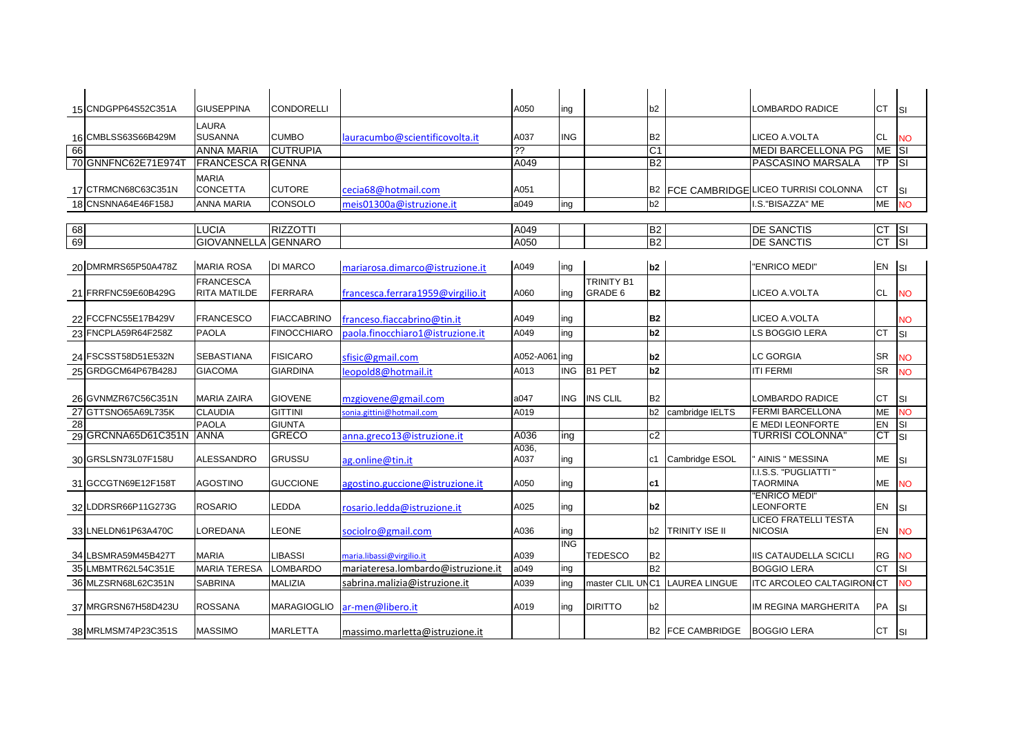| | | | | | | | | | | | | |
|---|---|---|---|---|---|---|---|---|---|---|---|---|
| 15 | CNDGPP64S52C351A | GIUSEPPINA | CONDORELLI | | A050 | ing | | b2 | | LOMBARDO RADICE | CT | SI |
| 16 | CMBLSS63S66B429M | LAURA SUSANNA | CUMBO | lauracumbo@scientificovolta.it | A037 | ING | | B2 | | LICEO A.VOLTA | CL | NO |
| 66 | | ANNA MARIA | CUTRUPIA | | ?? | | | C1 | | MEDI BARCELLONA PG | ME | SI |
| 70 | GNNFNC62E71E974T | FRANCESCA RI | GENNA | | A049 | | | B2 | | PASCASINO MARSALA | TP | SI |
| 17 | CTRMCN68C63C351N | MARIA CONCETTA | CUTORE | cecia68@hotmail.com | A051 | | | B2 | FCE CAMBRIDGE | LICEO TURRISI COLONNA | CT | SI |
| 18 | CNSNNA64E46F158J | ANNA MARIA | CONSOLO | meis01300a@istruzione.it | a049 | ing | | b2 | | I.S."BISAZZA" ME | ME | NO |
| 68 | | LUCIA | RIZZOTTI | | A049 | | | B2 | | DE SANCTIS | CT | SI |
| 69 | | GIOVANNELLA | GENNARO | | A050 | | | B2 | | DE SANCTIS | CT | SI |
| 20 | DMRMRS65P50A478Z | MARIA ROSA | DI MARCO | mariarosa.dimarco@istruzione.it | A049 | ing | | b2 | | "ENRICO MEDI" | EN | SI |
| 21 | FRRFNC59E60B429G | FRANCESCA RITA MATILDE | FERRARA | francesca.ferrara1959@virgilio.it | A060 | ing | TRINITY B1 GRADE 6 | B2 | | LICEO A.VOLTA | CL | NO |
| 22 | FCCFNC55E17B429V | FRANCESCO | FIACCABRINO | franceso.fiaccabrino@tin.it | A049 | ing | | B2 | | LICEO A.VOLTA | | NO |
| 23 | FNCPLA59R64F258Z | PAOLA | FINOCCHIARO | paola.finocchiaro1@istruzione.it | A049 | ing | | b2 | | LS BOGGIO LERA | CT | SI |
| 24 | FSCSST58D51E532N | SEBASTIANA | FISICARO | sfisic@gmail.com | A052-A061 | ing | | b2 | | LC GORGIA | SR | NO |
| 25 | GRDGCM64P67B428J | GIACOMA | GIARDINA | leopold8@hotmail.it | A013 | ING | B1 PET | b2 | | ITI FERMI | SR | NO |
| 26 | GVNMZR67C56C351N | MARIA ZAIRA | GIOVENE | mzgiovene@gmail.com | a047 | ING | INS CLIL | B2 | | LOMBARDO RADICE | CT | SI |
| 27 | GTTSNO65A69L735K | CLAUDIA | GITTINI | sonia.gittini@hotmail.com | A019 | | | b2 | cambridge IELTS | FERMI BARCELLONA | ME | NO |
| 28 | | PAOLA | GIUNTA | | | | | | | E MEDI LEONFORTE | EN | SI |
| 29 | GRCNNA65D61C351N | ANNA | GRECO | anna.greco13@istruzione.it | A036 | ing | | c2 | | TURRISI COLONNA" | CT | SI |
| 30 | GRSLSN73L07F158U | ALESSANDRO | GRUSSU | ag.online@tin.it | A036, A037 | ing | | c1 | Cambridge ESOL | " AINIS " MESSINA | ME | SI |
| 31 | GCCGTN69E12F158T | AGOSTINO | GUCCIONE | agostino.guccione@istruzione.it | A050 | ing | | c1 | | I.I.S.S. "PUGLIATTI " TAORMINA | ME | NO |
| 32 | LDDRSR66P11G273G | ROSARIO | LEDDA | rosario.ledda@istruzione.it | A025 | ing | | b2 | | "ENRICO MEDI" LEONFORTE | EN | SI |
| 33 | LNELDN61P63A470C | LOREDANA | LEONE | sociolro@gmail.com | A036 | ing | | b2 | TRINITY ISE II | LICEO FRATELLI TESTA NICOSIA | EN | NO |
| 34 | LBSMRA59M45B427T | MARIA | LIBASSI | maria.libassi@virgilio.it | A039 | ING | TEDESCO | B2 | | IIS CATAUDELLA SCICLI | RG | NO |
| 35 | LMBMTR62L54C351E | MARIA TERESA | LOMBARDO | mariateresa.lombardo@istruzione.it | a049 | ing | | B2 | | BOGGIO LERA | CT | SI |
| 36 | MLZSRN68L62C351N | SABRINA | MALIZIA | sabrina.malizia@istruzione.it | A039 | ing | master CLIL UN | C1 | LAUREA LINGUE | ITC ARCOLEO CALTAGIRONE | CT | NO |
| 37 | MRGRSN67H58D423U | ROSSANA | MARAGIOGLIO | ar-men@libero.it | A019 | ing | DIRITTO | b2 | | IM REGINA MARGHERITA | PA | SI |
| 38 | MRLMSM74P23C351S | MASSIMO | MARLETTA | massimo.marletta@istruzione.it | | | | B2 | FCE CAMBRIDGE | BOGGIO LERA | CT | SI |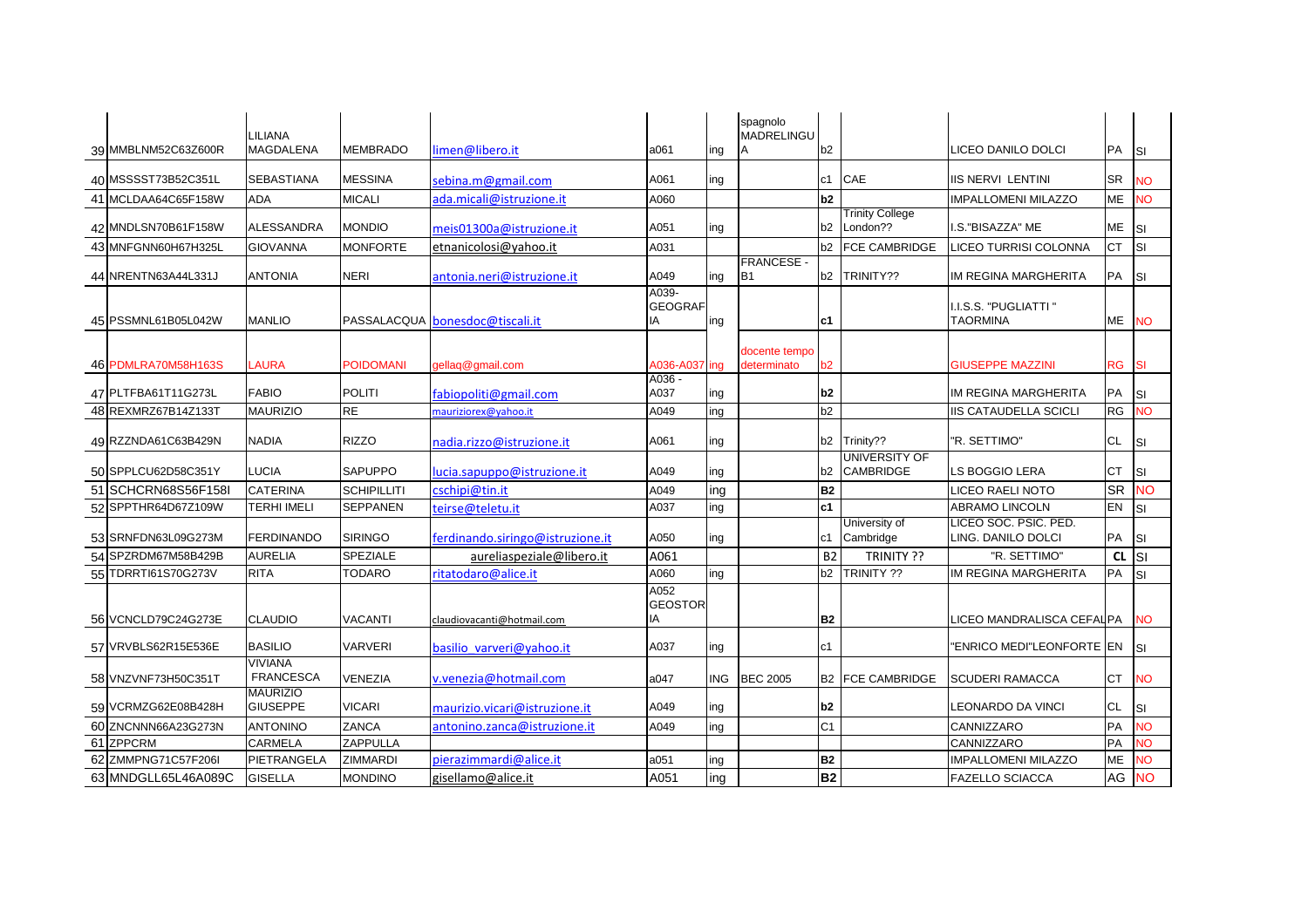| | | | | | | | | | | | | |
|---|---|---|---|---|---|---|---|---|---|---|---|---|
| 39 | MMBLNM52C63Z600R | LILIANA MAGDALENA | MEMBRADO | limen@libero.it | a061 | ing | spagnolo MADRELINGUA | b2 | | LICEO DANILO DOLCI | PA | SI |
| 40 | MSSSST73B52C351L | SEBASTIANA | MESSINA | sebina.m@gmail.com | A061 | ing | | c1 | CAE | IIS NERVI LENTINI | SR | NO |
| 41 | MCLDAA64C65F158W | ADA | MICALI | ada.micali@istruzione.it | A060 | | | b2 | | IMPALLOMENI MILAZZO | ME | NO |
| 42 | MNDLSN70B61F158W | ALESSANDRA | MONDIO | meis01300a@istruzione.it | A051 | ing | | b2 | Trinity College London?? | I.S."BISAZZA" ME | ME | SI |
| 43 | MNFGNN60H67H325L | GIOVANNA | MONFORTE | etnanicolosi@yahoo.it | A031 | | | b2 | FCE CAMBRIDGE | LICEO TURRISI COLONNA | CT | SI |
| 44 | NRENTN63A44L331J | ANTONIA | NERI | antonia.neri@istruzione.it | A049 | ing | FRANCESE - B1 | b2 | TRINITY?? | IM REGINA MARGHERITA | PA | SI |
| 45 | PSSMNL61B05L042W | MANLIO | PASSALACQUA | bonesdoc@tiscali.it | A039-GEOGRAFIA | ing | | c1 | | I.I.S.S. "PUGLIATTI " TAORMINA | ME | NO |
| 46 | PDMLRA70M58H163S | LAURA | POIDOMANI | gellaq@gmail.com | A036-A037 | ing | docente tempo determinato | b2 | | GIUSEPPE MAZZINI | RG | SI |
| 47 | PLTFBA61T11G273L | FABIO | POLITI | fabiopoliti@gmail.com | A036 - A037 | ing | | b2 | | IM REGINA MARGHERITA | PA | SI |
| 48 | REXMRZ67B14Z133T | MAURIZIO | RE | mauriziorex@yahoo.it | A049 | ing | | b2 | | IIS CATAUDELLA SCICLI | RG | NO |
| 49 | RZZNDA61C63B429N | NADIA | RIZZO | nadia.rizzo@istruzione.it | A061 | ing | | b2 | Trinity?? | "R. SETTIMO" | CL | SI |
| 50 | SPPLCU62D58C351Y | LUCIA | SAPUPPO | lucia.sapuppo@istruzione.it | A049 | ing | | b2 | UNIVERSITY OF CAMBRIDGE | LS BOGGIO LERA | CT | SI |
| 51 | SCHCRN68S56F158I | CATERINA | SCHIPILLITI | cschipi@tin.it | A049 | ing | | B2 | | LICEO RAELI NOTO | SR | NO |
| 52 | SPPTHR64D67Z109W | TERHI IMELI | SEPPANEN | teirse@teletu.it | A037 | ing | | c1 | | ABRAMO LINCOLN | EN | SI |
| 53 | SRNFDN63L09G273M | FERDINANDO | SIRINGO | ferdinando.siringo@istruzione.it | A050 | ing | | c1 | University of Cambridge | LICEO SOC. PSIC. PED. LING. DANILO DOLCI | PA | SI |
| 54 | SPZRDM67M58B429B | AURELIA | SPEZIALE | aureliaspeziale@libero.it | A061 | | | B2 | TRINITY ?? | "R. SETTIMO" | CL | SI |
| 55 | TDRRTI61S70G273V | RITA | TODARO | ritatodaro@alice.it | A060 | ing | | b2 | TRINITY ?? | IM REGINA MARGHERITA | PA | SI |
| 56 | VCNCLD79C24G273E | CLAUDIO | VACANTI | claudiovacanti@hotmail.com | A052 GEOSTORIA | | | B2 | | LICEO MANDRALISCA CEFALÙ | PA | NO |
| 57 | VRVBLS62R15E536E | BASILIO | VARVERI | basilio_varveri@yahoo.it | A037 | ing | | c1 | | "ENRICO MEDI"LEONFORTE | EN | SI |
| 58 | VNZVNF73H50C351T | VIVIANA FRANCESCA | VENEZIA | v.venezia@hotmail.com | a047 | ING | BEC 2005 | B2 | FCE CAMBRIDGE | SCUDERI RAMACCA | CT | NO |
| 59 | VCRMZG62E08B428H | MAURIZIO GIUSEPPE | VICARI | maurizio.vicari@istruzione.it | A049 | ing | | b2 | | LEONARDO DA VINCI | CL | SI |
| 60 | ZNCNNN66A23G273N | ANTONINO | ZANCA | antonino.zanca@istruzione.it | A049 | ing | | C1 | | CANNIZZARO | PA | NO |
| 61 | ZPPCRM | CARMELA | ZAPPULLA | | | | | | | CANNIZZARO | PA | NO |
| 62 | ZMMPNG71C57F206I | PIETRANGELA | ZIMMARDI | pierazimmardi@alice.it | a051 | ing | | B2 | | IMPALLOMENI MILAZZO | ME | NO |
| 63 | MNDGLL65L46A089C | GISELLA | MONDINO | gisellamo@alice.it | A051 | ing | | B2 | | FAZELLO SCIACCA | AG | NO |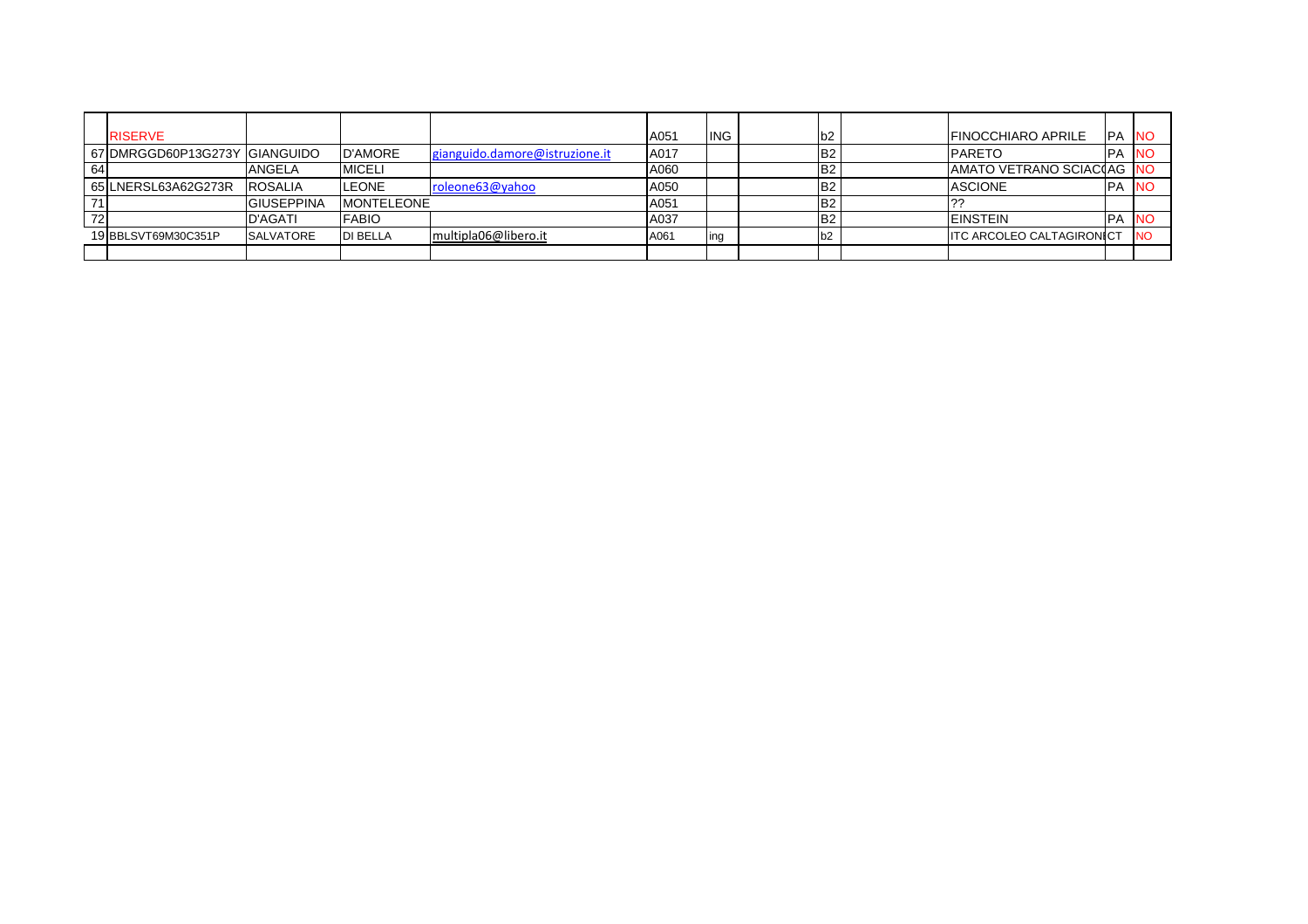| | | | | | | | | | | | | | |
|---|---|---|---|---|---|---|---|---|---|---|---|---|---|
| | RISERVE | | | | A051 | ING | | b2 | | FINOCCHIARO APRILE | PA | NO |
| 67 | DMRGGD60P13G273Y | GIANGUIDO | D'AMORE | gianguido.damore@istruzione.it | A017 | | | B2 | | PARETO | PA | NO |
| 64 | | ANGELA | MICELI | | A060 | | | B2 | | AMATO VETRANO SCIACCAG | | NO |
| 65 | LNERSL63A62G273R | ROSALIA | LEONE | roleone63@yahoo | A050 | | | B2 | | ASCIONE | PA | NO |
| 71 | | GIUSEPPINA | MONTELEONE | | A051 | | | B2 | | ?? | | |
| 72 | | D'AGATI | FABIO | | A037 | | | B2 | | EINSTEIN | PA | NO |
| 19 | BBLSVT69M30C351P | SALVATORE | DI BELLA | multipla06@libero.it | A061 | ing | | b2 | | ITC ARCOLEO CALTAGIRONE | CT | NO |
| | | | | | | | | | | | | |